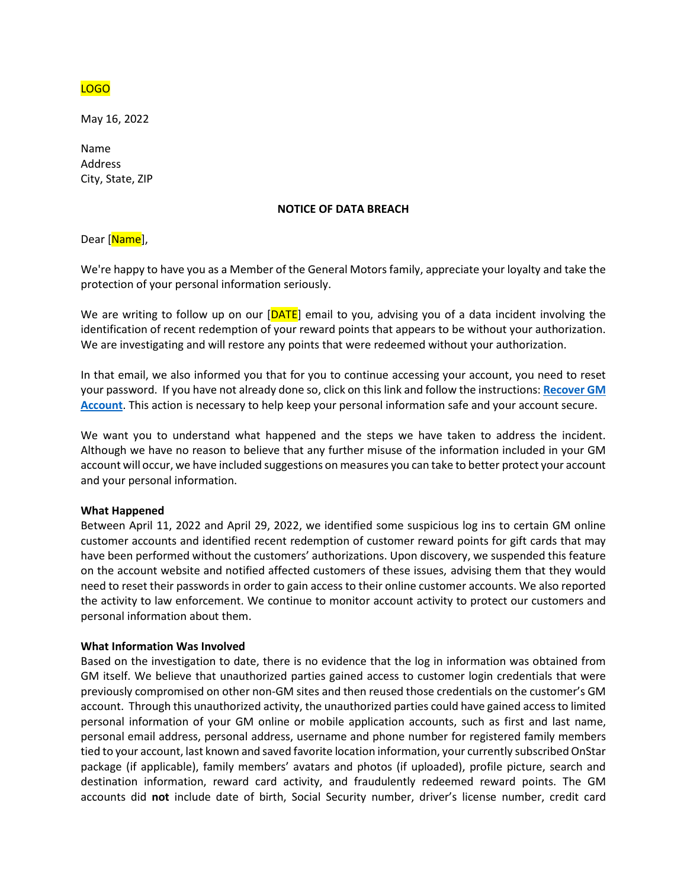LOGO

May 16, 2022

Name
Address
City, State, ZIP

**NOTICE OF DATA BREACH**

Dear [Name],

We're happy to have you as a Member of the General Motors family, appreciate your loyalty and take the protection of your personal information seriously.

We are writing to follow up on our [DATE] email to you, advising you of a data incident involving the identification of recent redemption of your reward points that appears to be without your authorization. We are investigating and will restore any points that were redeemed without your authorization.

In that email, we also informed you that for you to continue accessing your account, you need to reset your password. If you have not already done so, click on this link and follow the instructions: **Recover GM Account**. This action is necessary to help keep your personal information safe and your account secure.

We want you to understand what happened and the steps we have taken to address the incident. Although we have no reason to believe that any further misuse of the information included in your GM account will occur, we have included suggestions on measures you can take to better protect your account and your personal information.

**What Happened**

Between April 11, 2022 and April 29, 2022, we identified some suspicious log ins to certain GM online customer accounts and identified recent redemption of customer reward points for gift cards that may have been performed without the customers' authorizations. Upon discovery, we suspended this feature on the account website and notified affected customers of these issues, advising them that they would need to reset their passwords in order to gain access to their online customer accounts. We also reported the activity to law enforcement. We continue to monitor account activity to protect our customers and personal information about them.

**What Information Was Involved**

Based on the investigation to date, there is no evidence that the log in information was obtained from GM itself. We believe that unauthorized parties gained access to customer login credentials that were previously compromised on other non-GM sites and then reused those credentials on the customer's GM account. Through this unauthorized activity, the unauthorized parties could have gained access to limited personal information of your GM online or mobile application accounts, such as first and last name, personal email address, personal address, username and phone number for registered family members tied to your account, last known and saved favorite location information, your currently subscribed OnStar package (if applicable), family members' avatars and photos (if uploaded), profile picture, search and destination information, reward card activity, and fraudulently redeemed reward points. The GM accounts did **not** include date of birth, Social Security number, driver's license number, credit card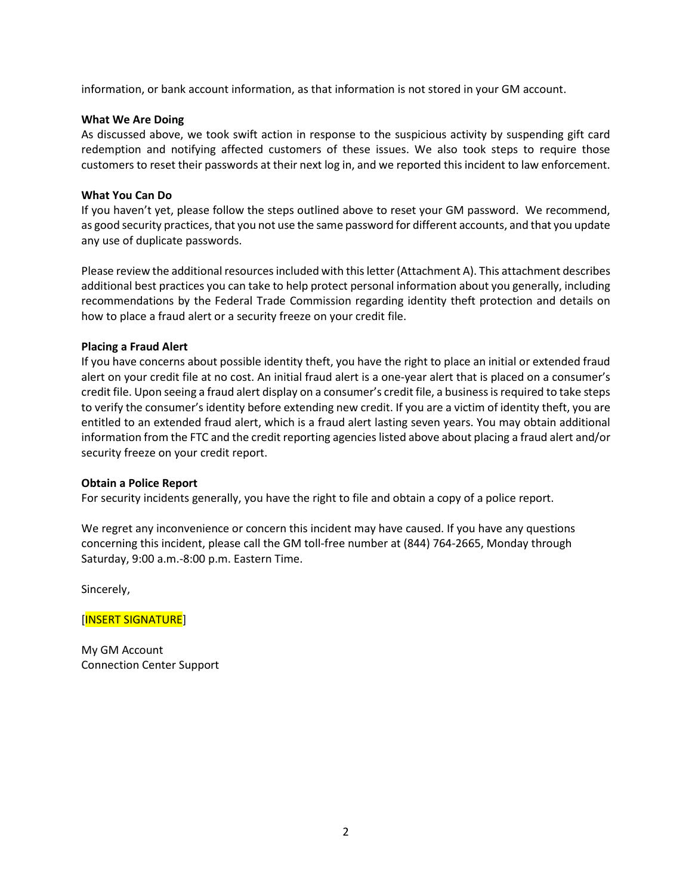information, or bank account information, as that information is not stored in your GM account.

**What We Are Doing**

As discussed above, we took swift action in response to the suspicious activity by suspending gift card redemption and notifying affected customers of these issues. We also took steps to require those customers to reset their passwords at their next log in, and we reported this incident to law enforcement.

**What You Can Do**

If you haven't yet, please follow the steps outlined above to reset your GM password. We recommend, as good security practices, that you not use the same password for different accounts, and that you update any use of duplicate passwords.

Please review the additional resources included with this letter (Attachment A). This attachment describes additional best practices you can take to help protect personal information about you generally, including recommendations by the Federal Trade Commission regarding identity theft protection and details on how to place a fraud alert or a security freeze on your credit file.

**Placing a Fraud Alert**

If you have concerns about possible identity theft, you have the right to place an initial or extended fraud alert on your credit file at no cost. An initial fraud alert is a one-year alert that is placed on a consumer's credit file. Upon seeing a fraud alert display on a consumer's credit file, a business is required to take steps to verify the consumer's identity before extending new credit. If you are a victim of identity theft, you are entitled to an extended fraud alert, which is a fraud alert lasting seven years. You may obtain additional information from the FTC and the credit reporting agencies listed above about placing a fraud alert and/or security freeze on your credit report.

**Obtain a Police Report**

For security incidents generally, you have the right to file and obtain a copy of a police report.

We regret any inconvenience or concern this incident may have caused. If you have any questions concerning this incident, please call the GM toll-free number at (844) 764-2665, Monday through Saturday, 9:00 a.m.-8:00 p.m. Eastern Time.

Sincerely,

[INSERT SIGNATURE]

My GM Account
Connection Center Support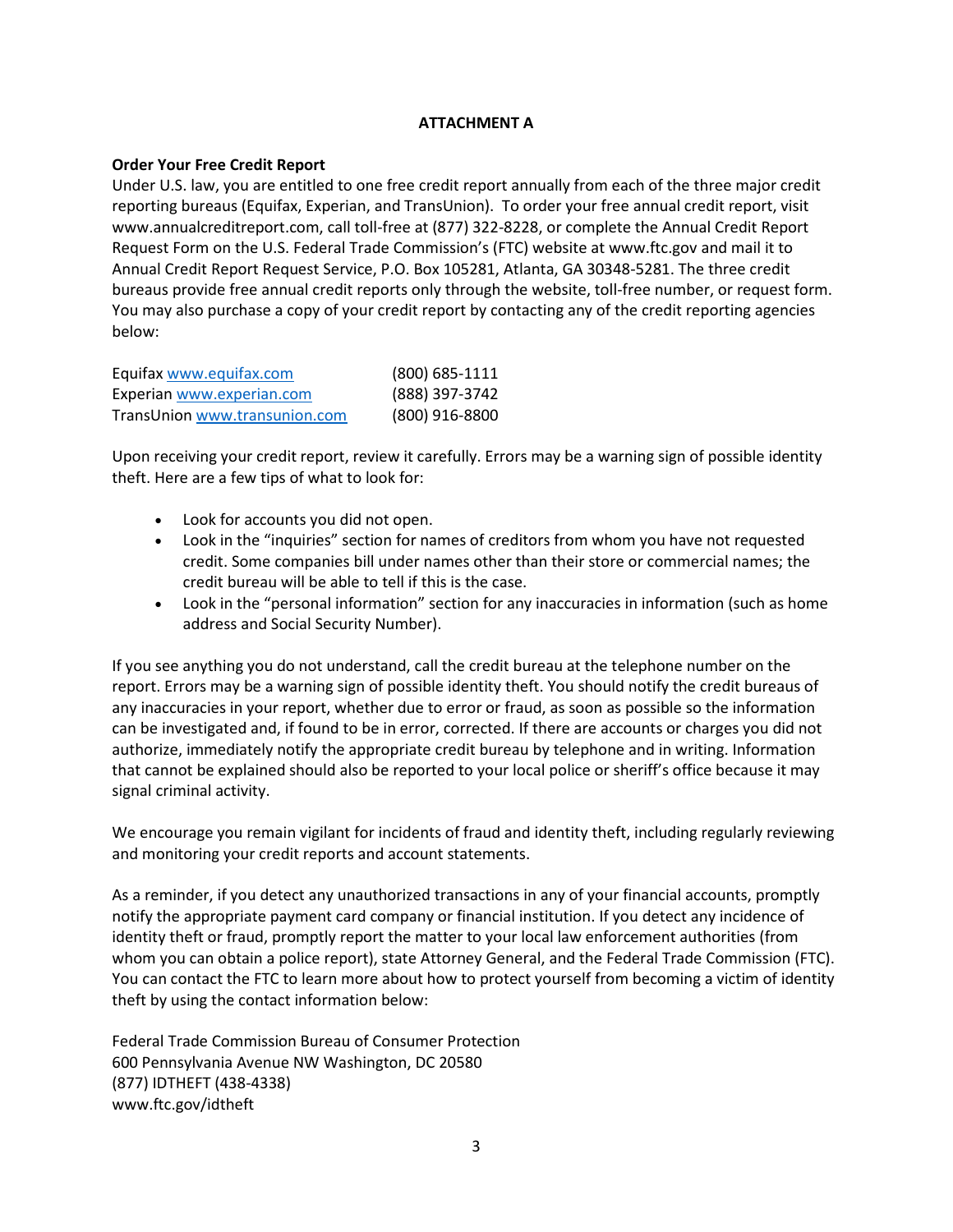**ATTACHMENT A**

**Order Your Free Credit Report**

Under U.S. law, you are entitled to one free credit report annually from each of the three major credit reporting bureaus (Equifax, Experian, and TransUnion). To order your free annual credit report, visit www.annualcreditreport.com, call toll-free at (877) 322-8228, or complete the Annual Credit Report Request Form on the U.S. Federal Trade Commission's (FTC) website at www.ftc.gov and mail it to Annual Credit Report Request Service, P.O. Box 105281, Atlanta, GA 30348-5281. The three credit bureaus provide free annual credit reports only through the website, toll-free number, or request form. You may also purchase a copy of your credit report by contacting any of the credit reporting agencies below:

| | |
|---|---|
| Equifax www.equifax.com | (800) 685-1111 |
| Experian www.experian.com | (888) 397-3742 |
| TransUnion www.transunion.com | (800) 916-8800 |

Upon receiving your credit report, review it carefully. Errors may be a warning sign of possible identity theft. Here are a few tips of what to look for:

- Look for accounts you did not open.
- Look in the "inquiries" section for names of creditors from whom you have not requested credit. Some companies bill under names other than their store or commercial names; the credit bureau will be able to tell if this is the case.
- Look in the "personal information" section for any inaccuracies in information (such as home address and Social Security Number).

If you see anything you do not understand, call the credit bureau at the telephone number on the report. Errors may be a warning sign of possible identity theft. You should notify the credit bureaus of any inaccuracies in your report, whether due to error or fraud, as soon as possible so the information can be investigated and, if found to be in error, corrected. If there are accounts or charges you did not authorize, immediately notify the appropriate credit bureau by telephone and in writing. Information that cannot be explained should also be reported to your local police or sheriff's office because it may signal criminal activity.

We encourage you remain vigilant for incidents of fraud and identity theft, including regularly reviewing and monitoring your credit reports and account statements.

As a reminder, if you detect any unauthorized transactions in any of your financial accounts, promptly notify the appropriate payment card company or financial institution. If you detect any incidence of identity theft or fraud, promptly report the matter to your local law enforcement authorities (from whom you can obtain a police report), state Attorney General, and the Federal Trade Commission (FTC). You can contact the FTC to learn more about how to protect yourself from becoming a victim of identity theft by using the contact information below:

Federal Trade Commission Bureau of Consumer Protection
600 Pennsylvania Avenue NW Washington, DC 20580
(877) IDTHEFT (438-4338)
www.ftc.gov/idtheft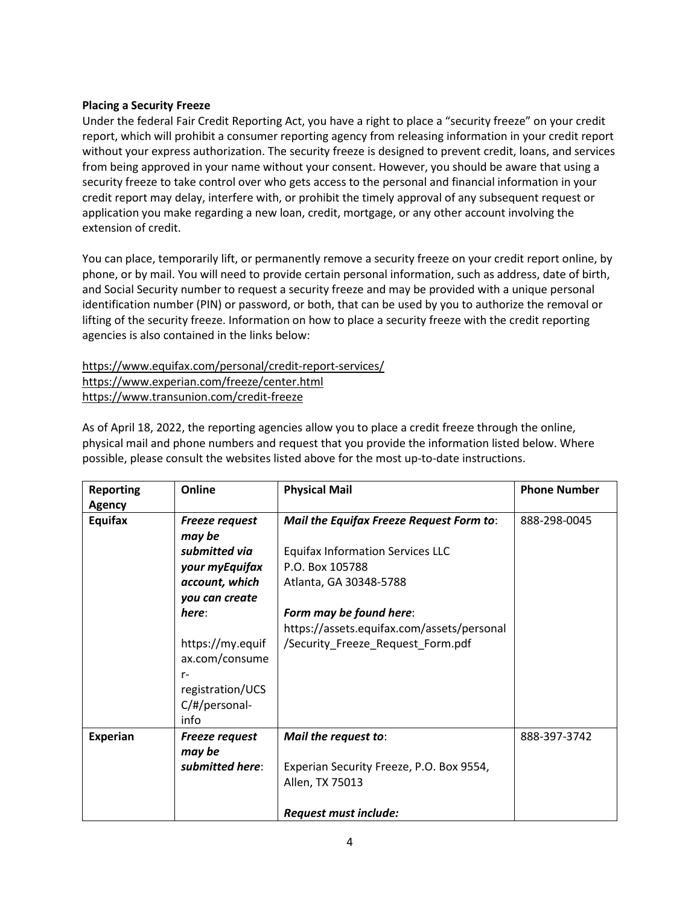**Placing a Security Freeze**

Under the federal Fair Credit Reporting Act, you have a right to place a "security freeze" on your credit report, which will prohibit a consumer reporting agency from releasing information in your credit report without your express authorization. The security freeze is designed to prevent credit, loans, and services from being approved in your name without your consent. However, you should be aware that using a security freeze to take control over who gets access to the personal and financial information in your credit report may delay, interfere with, or prohibit the timely approval of any subsequent request or application you make regarding a new loan, credit, mortgage, or any other account involving the extension of credit.

You can place, temporarily lift, or permanently remove a security freeze on your credit report online, by phone, or by mail. You will need to provide certain personal information, such as address, date of birth, and Social Security number to request a security freeze and may be provided with a unique personal identification number (PIN) or password, or both, that can be used by you to authorize the removal or lifting of the security freeze. Information on how to place a security freeze with the credit reporting agencies is also contained in the links below:

https://www.equifax.com/personal/credit-report-services/
https://www.experian.com/freeze/center.html
https://www.transunion.com/credit-freeze

As of April 18, 2022, the reporting agencies allow you to place a credit freeze through the online, physical mail and phone numbers and request that you provide the information listed below. Where possible, please consult the websites listed above for the most up-to-date instructions.

| Reporting Agency | Online | Physical Mail | Phone Number |
|---|---|---|---|
| **Equifax** | ***Freeze request may be submitted via your myEquifax account, which you can create here***: https://my.equifax.com/consumer-registration/UCSC/#/personal-info | ***Mail the Equifax Freeze Request Form to***: Equifax Information Services LLC P.O. Box 105788 Atlanta, GA 30348-5788 ***Form may be found here***: https://assets.equifax.com/assets/personal/Security_Freeze_Request_Form.pdf | 888-298-0045 |
| **Experian** | ***Freeze request may be submitted here***: | ***Mail the request to***: Experian Security Freeze, P.O. Box 9554, Allen, TX 75013 ***Request must include:*** | 888-397-3742 |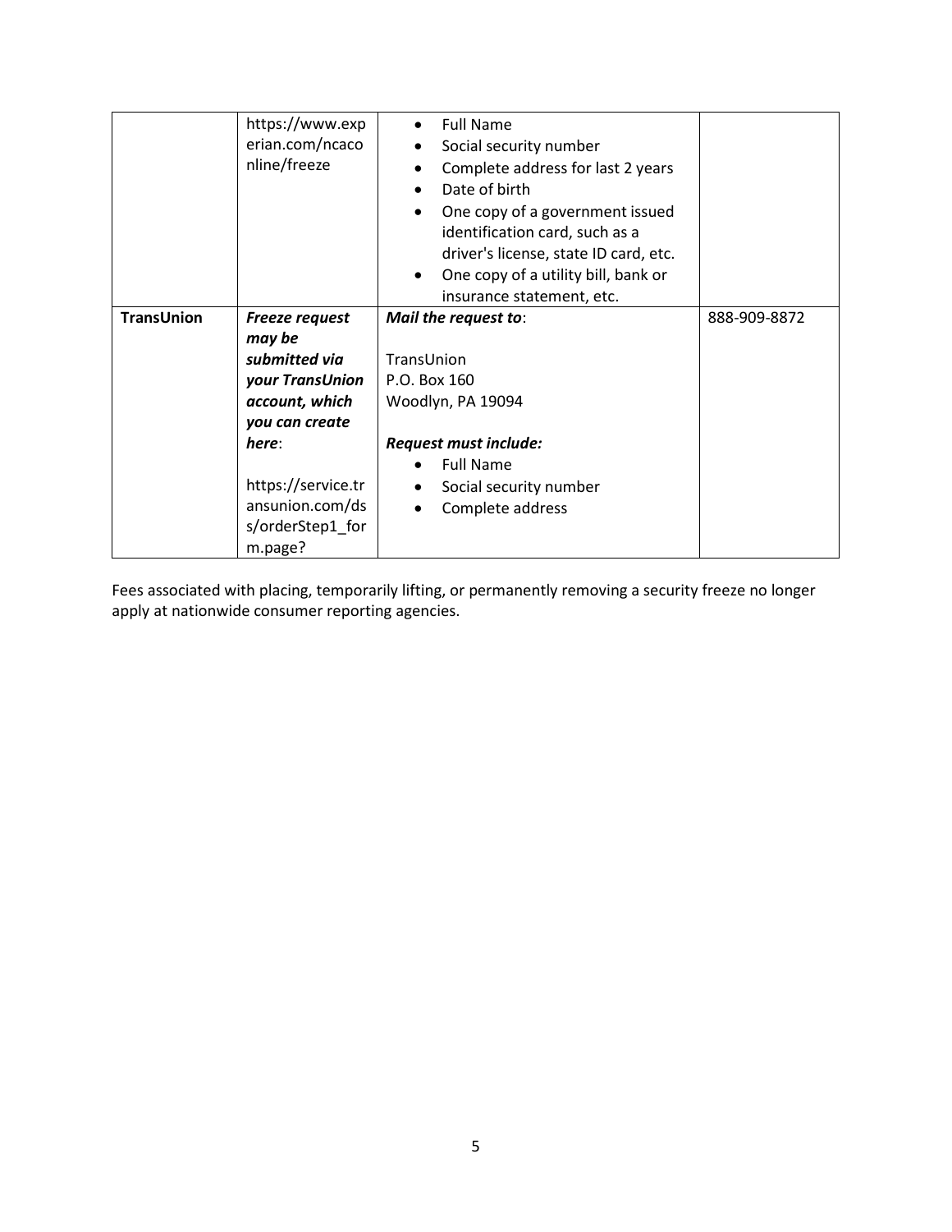| | | | |
|---|---|---|---|
| | https://www.experian.com/ncaconline/freeze | • Full Name<br>• Social security number<br>• Complete address for last 2 years<br>• Date of birth<br>• One copy of a government issued identification card, such as a driver's license, state ID card, etc.<br>• One copy of a utility bill, bank or insurance statement, etc. | |
| **TransUnion** | ***Freeze request may be submitted via your TransUnion account, which you can create here***:<br><br>https://service.transunion.com/dss/orderStep1_form.page? | ***Mail the request to***:<br><br>TransUnion<br>P.O. Box 160<br>Woodlyn, PA 19094<br><br>***Request must include:***<br>• Full Name<br>• Social security number<br>• Complete address | 888-909-8872 |

Fees associated with placing, temporarily lifting, or permanently removing a security freeze no longer apply at nationwide consumer reporting agencies.